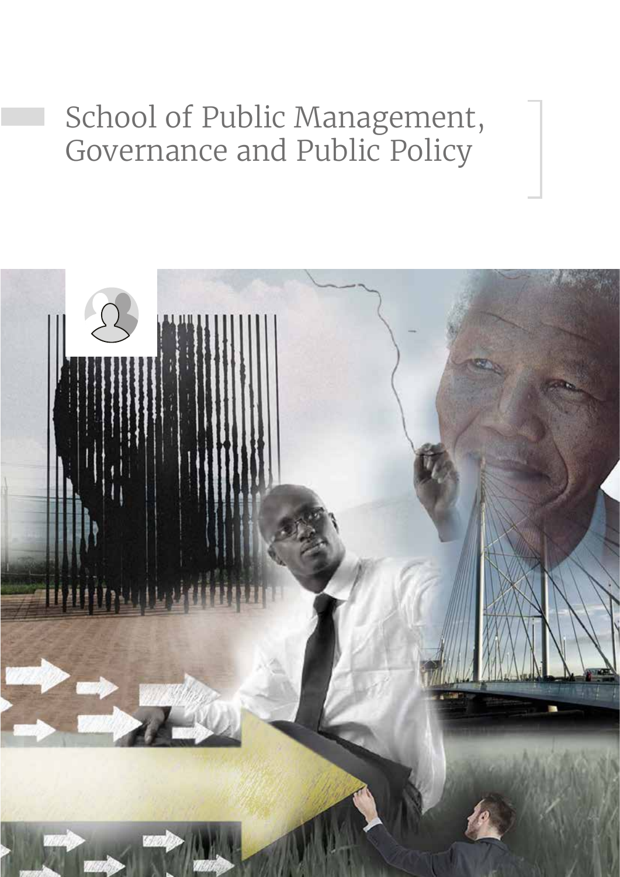# School of Public Management, Governance and Public Policy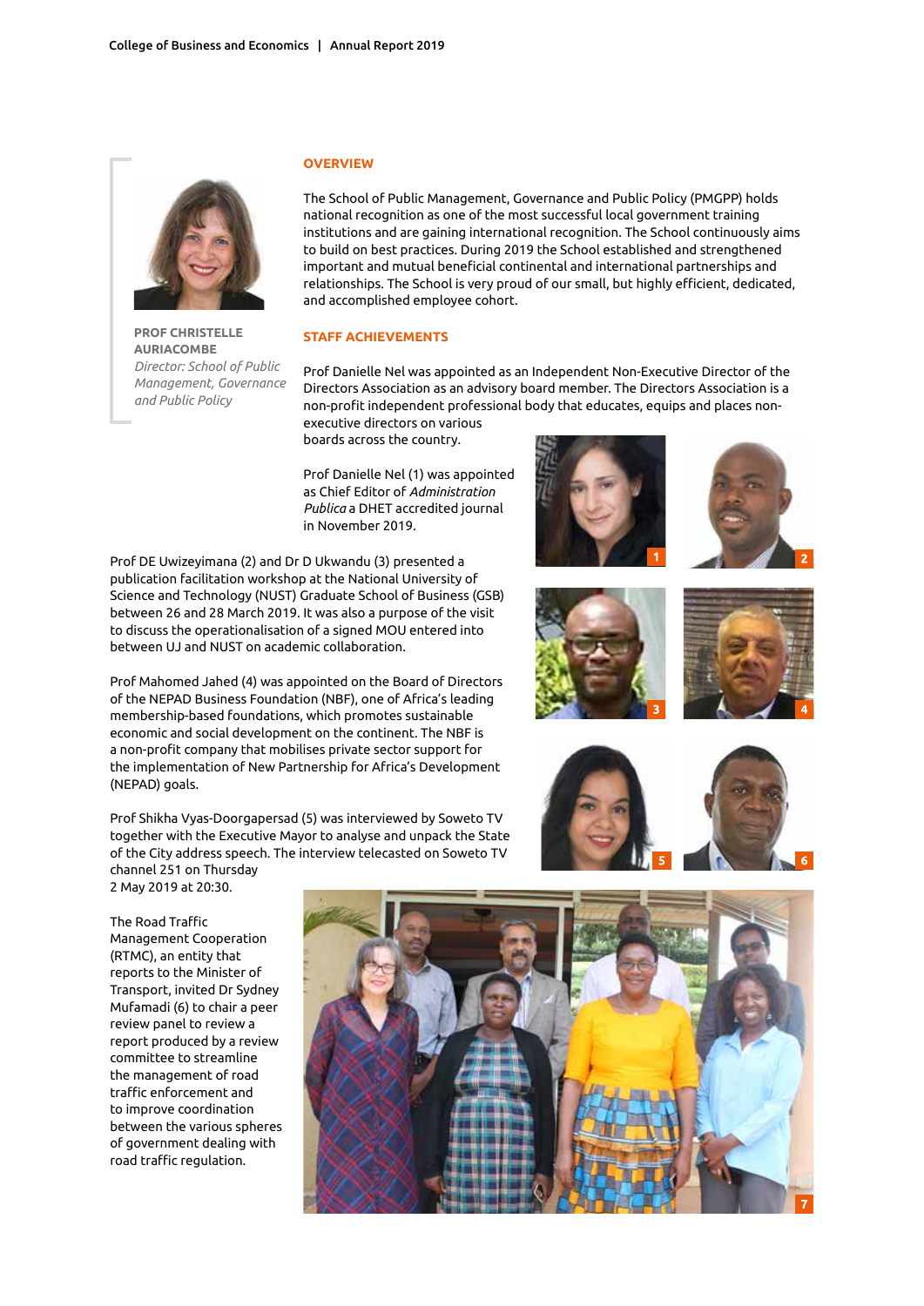**PROF CHRISTELLE AURIACOMBE**
*Director: School of Public Management, Governance and Public Policy*

## OVERVIEW

The School of Public Management, Governance and Public Policy (PMGPP) holds national recognition as one of the most successful local government training institutions and are gaining international recognition. The School continuously aims to build on best practices. During 2019 the School established and strengthened important and mutual beneficial continental and international partnerships and relationships. The School is very proud of our small, but highly efficient, dedicated, and accomplished employee cohort.

## STAFF ACHIEVEMENTS

Prof Danielle Nel was appointed as an Independent Non-Executive Director of the Directors Association as an advisory board member. The Directors Association is a non-profit independent professional body that educates, equips and places non-executive directors on various boards across the country.

Prof Danielle Nel (1) was appointed as Chief Editor of *Administration Publica* a DHET accredited journal in November 2019.

Prof DE Uwizeyimana (2) and Dr D Ukwandu (3) presented a publication facilitation workshop at the National University of Science and Technology (NUST) Graduate School of Business (GSB) between 26 and 28 March 2019. It was also a purpose of the visit to discuss the operationalisation of a signed MOU entered into between UJ and NUST on academic collaboration.

Prof Mahomed Jahed (4) was appointed on the Board of Directors of the NEPAD Business Foundation (NBF), one of Africa's leading membership-based foundations, which promotes sustainable economic and social development on the continent. The NBF is a non-profit company that mobilises private sector support for the implementation of New Partnership for Africa's Development (NEPAD) goals.

Prof Shikha Vyas-Doorgapersad (5) was interviewed by Soweto TV together with the Executive Mayor to analyse and unpack the State of the City address speech. The interview telecasted on Soweto TV channel 251 on Thursday 2 May 2019 at 20:30.

The Road Traffic Management Cooperation (RTMC), an entity that reports to the Minister of Transport, invited Dr Sydney Mufamadi (6) to chair a peer review panel to review a report produced by a review committee to streamline the management of road traffic enforcement and to improve coordination between the various spheres of government dealing with road traffic regulation.

1 2 3 4 5 6 7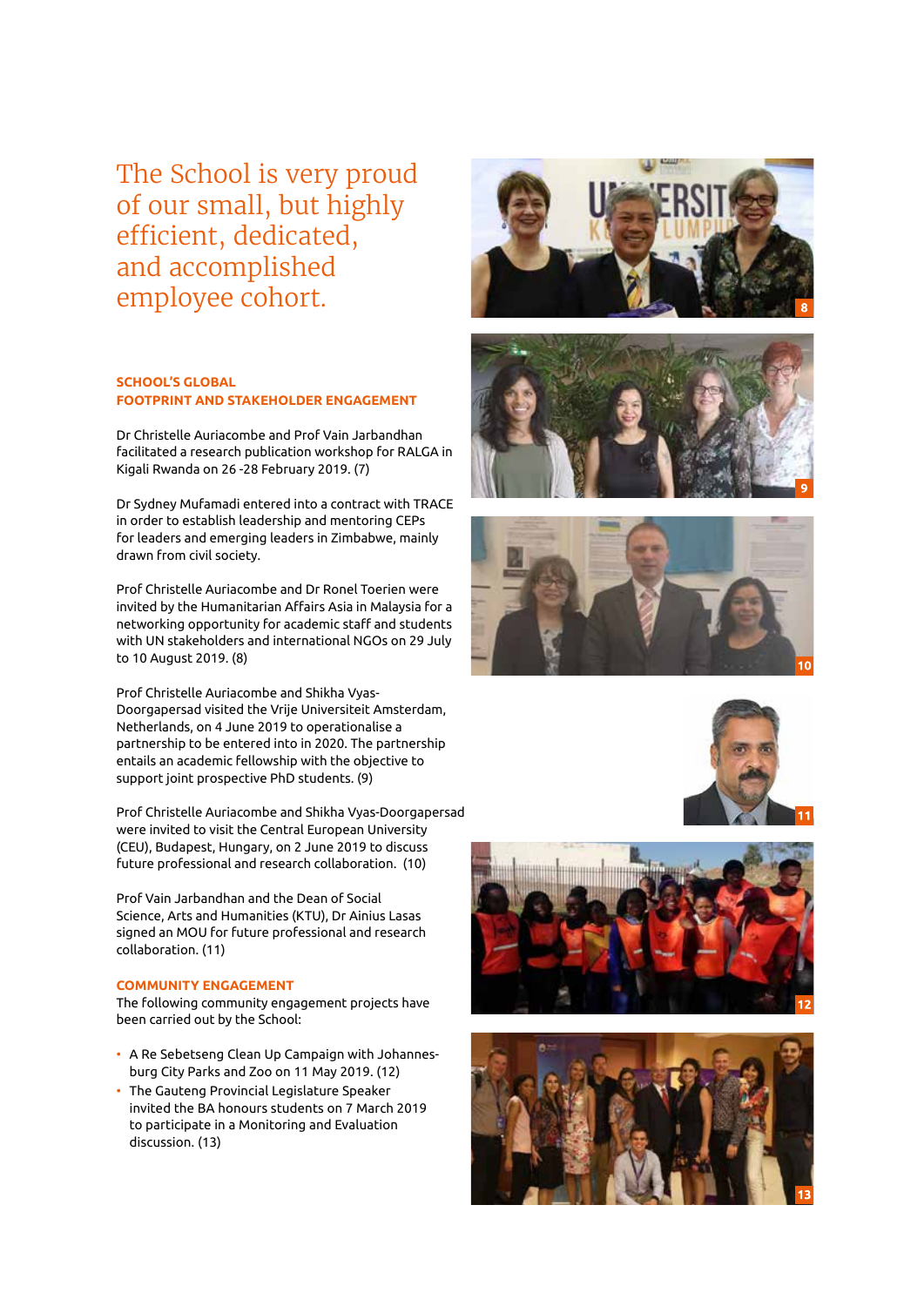The School is very proud of our small, but highly efficient, dedicated, and accomplished employee cohort.

## SCHOOL'S GLOBAL FOOTPRINT AND STAKEHOLDER ENGAGEMENT

Dr Christelle Auriacombe and Prof Vain Jarbandhan facilitated a research publication workshop for RALGA in Kigali Rwanda on 26 -28 February 2019. (7)

Dr Sydney Mufamadi entered into a contract with TRACE in order to establish leadership and mentoring CEPs for leaders and emerging leaders in Zimbabwe, mainly drawn from civil society.

Prof Christelle Auriacombe and Dr Ronel Toerien were invited by the Humanitarian Affairs Asia in Malaysia for a networking opportunity for academic staff and students with UN stakeholders and international NGOs on 29 July to 10 August 2019. (8)

Prof Christelle Auriacombe and Shikha Vyas-Doorgapersad visited the Vrije Universiteit Amsterdam, Netherlands, on 4 June 2019 to operationalise a partnership to be entered into in 2020. The partnership entails an academic fellowship with the objective to support joint prospective PhD students. (9)

Prof Christelle Auriacombe and Shikha Vyas-Doorgapersad were invited to visit the Central European University (CEU), Budapest, Hungary, on 2 June 2019 to discuss future professional and research collaboration. (10)

Prof Vain Jarbandhan and the Dean of Social Science, Arts and Humanities (KTU), Dr Ainius Lasas signed an MOU for future professional and research collaboration. (11)

## COMMUNITY ENGAGEMENT

The following community engagement projects have been carried out by the School:

- A Re Sebetseng Clean Up Campaign with Johannesburg City Parks and Zoo on 11 May 2019. (12)
- The Gauteng Provincial Legislature Speaker invited the BA honours students on 7 March 2019 to participate in a Monitoring and Evaluation discussion. (13)

8

9

10

11

12

13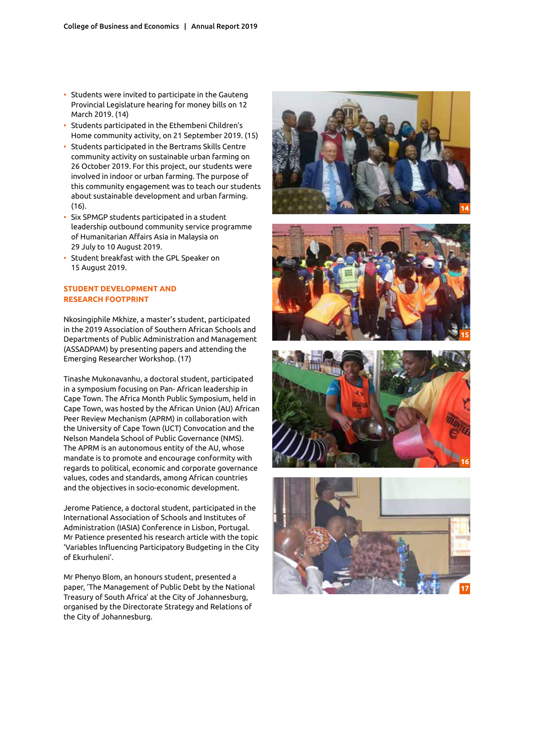- Students were invited to participate in the Gauteng Provincial Legislature hearing for money bills on 12 March 2019. (14)
- Students participated in the Ethembeni Children's Home community activity, on 21 September 2019. (15)
- Students participated in the Bertrams Skills Centre community activity on sustainable urban farming on 26 October 2019. For this project, our students were involved in indoor or urban farming. The purpose of this community engagement was to teach our students about sustainable development and urban farming. (16).
- Six SPMGP students participated in a student leadership outbound community service programme of Humanitarian Affairs Asia in Malaysia on 29 July to 10 August 2019.
- Student breakfast with the GPL Speaker on 15 August 2019.

## STUDENT DEVELOPMENT AND RESEARCH FOOTPRINT

Nkosingiphile Mkhize, a master's student, participated in the 2019 Association of Southern African Schools and Departments of Public Administration and Management (ASSADPAM) by presenting papers and attending the Emerging Researcher Workshop. (17)

Tinashe Mukonavanhu, a doctoral student, participated in a symposium focusing on Pan- African leadership in Cape Town. The Africa Month Public Symposium, held in Cape Town, was hosted by the African Union (AU) African Peer Review Mechanism (APRM) in collaboration with the University of Cape Town (UCT) Convocation and the Nelson Mandela School of Public Governance (NMS). The APRM is an autonomous entity of the AU, whose mandate is to promote and encourage conformity with regards to political, economic and corporate governance values, codes and standards, among African countries and the objectives in socio-economic development.

Jerome Patience, a doctoral student, participated in the International Association of Schools and Institutes of Administration (IASIA) Conference in Lisbon, Portugal. Mr Patience presented his research article with the topic 'Variables Influencing Participatory Budgeting in the City of Ekurhuleni'.

Mr Phenyo Blom, an honours student, presented a paper, 'The Management of Public Debt by the National Treasury of South Africa' at the City of Johannesburg, organised by the Directorate Strategy and Relations of the City of Johannesburg.

14

15

16

17